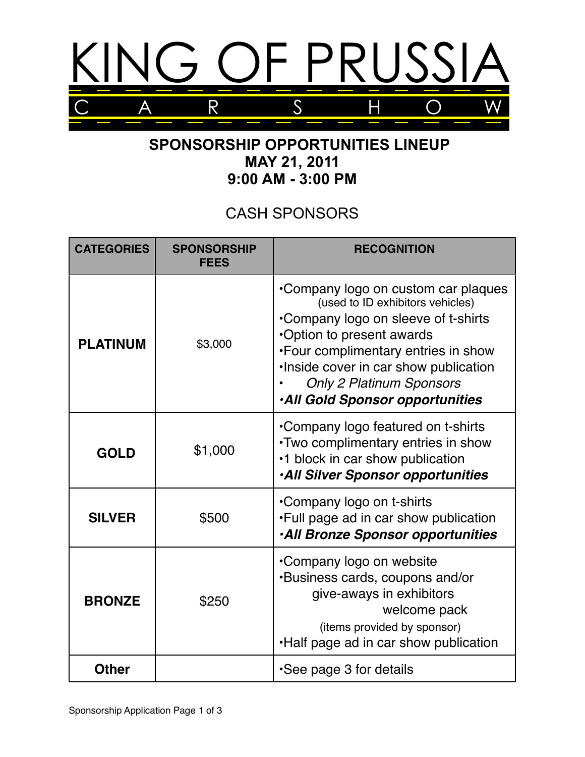# KING OF PRUSSIA

## C A R S H O W

### SPONSORSHIP OPPORTUNITIES LINEUP
### MAY 21, 2011
### 9:00 AM - 3:00 PM

## CASH SPONSORS

| CATEGORIES | SPONSORSHIP FEES | RECOGNITION |
|---|---|---|
| **PLATINUM** | $3,000 | •Company logo on custom car plaques (used to ID exhibitors vehicles)<br>•Company logo on sleeve of t-shirts<br>•Option to present awards<br>•Four complimentary entries in show<br>•Inside cover in car show publication<br>• *Only 2 Platinum Sponsors*<br>***•All Gold Sponsor opportunities*** |
| **GOLD** | $1,000 | •Company logo featured on t-shirts<br>•Two complimentary entries in show<br>•1 block in car show publication<br>***•All Silver Sponsor opportunities*** |
| **SILVER** | $500 | •Company logo on t-shirts<br>•Full page ad in car show publication<br>***•All Bronze Sponsor opportunities*** |
| **BRONZE** | $250 | •Company logo on website<br>•Business cards, coupons and/or give-aways in exhibitors welcome pack (items provided by sponsor)<br>•Half page ad in car show publication |
| **Other** | | •See page 3 for details |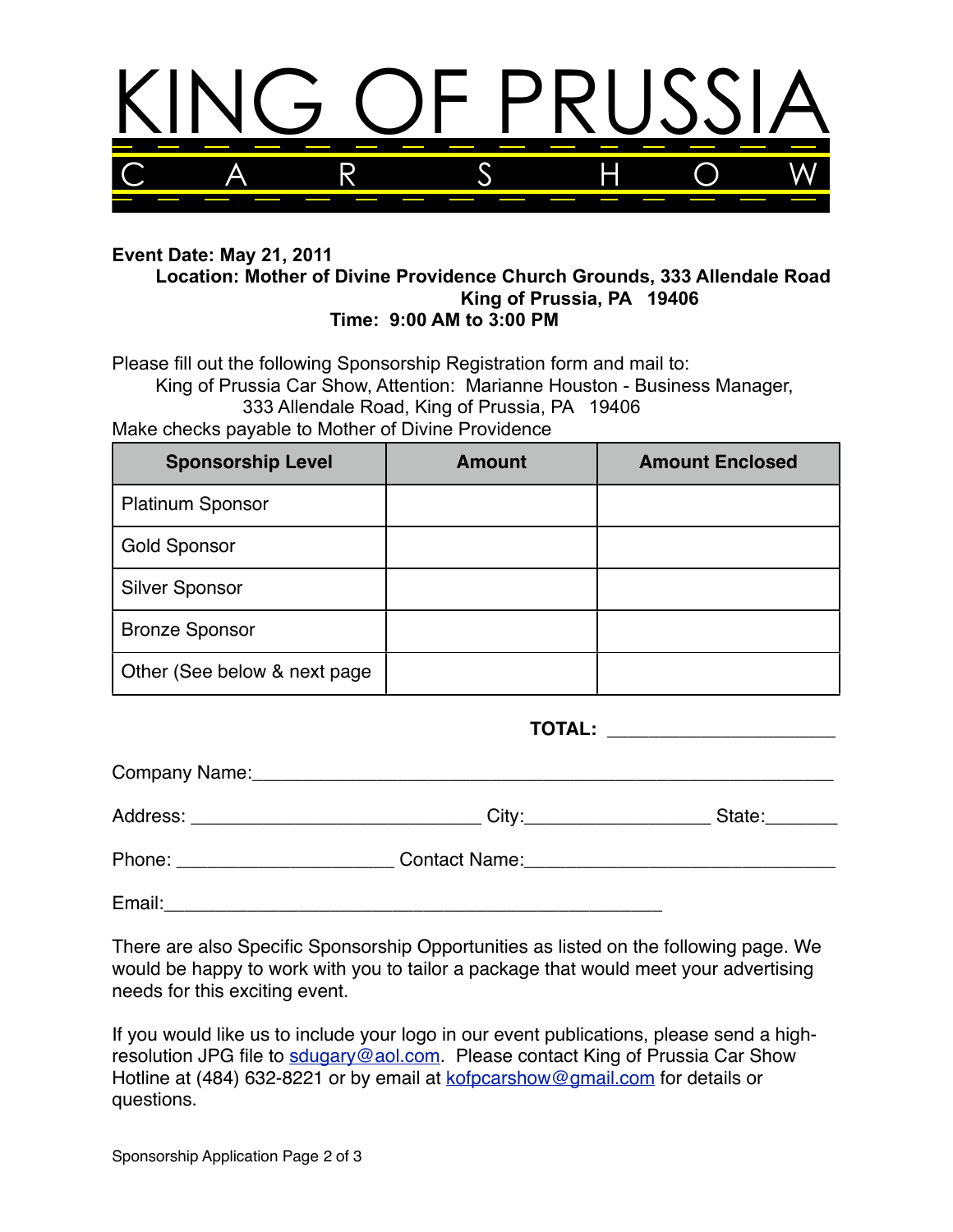# KING OF PRUSSIA

## C A R S H O W

**Event Date: May 21, 2011**

**Location: Mother of Divine Providence Church Grounds, 333 Allendale Road**
**King of Prussia, PA 19406**

**Time: 9:00 AM to 3:00 PM**

Please fill out the following Sponsorship Registration form and mail to:
King of Prussia Car Show, Attention: Marianne Houston - Business Manager,
333 Allendale Road, King of Prussia, PA 19406
Make checks payable to Mother of Divine Providence

| Sponsorship Level | Amount | Amount Enclosed |
|---|---|---|
| Platinum Sponsor | | |
| Gold Sponsor | | |
| Silver Sponsor | | |
| Bronze Sponsor | | |
| Other (See below & next page | | |

**TOTAL:** ____________________

Company Name:____________________________________________________

Address: __________________________ City:________________ State:______

Phone: ___________________ Contact Name:____________________________

Email:_____________________________________________

There are also Specific Sponsorship Opportunities as listed on the following page. We would be happy to work with you to tailor a package that would meet your advertising needs for this exciting event.

If you would like us to include your logo in our event publications, please send a high-resolution JPG file to sdugary@aol.com. Please contact King of Prussia Car Show Hotline at (484) 632-8221 or by email at kofpcarshow@gmail.com for details or questions.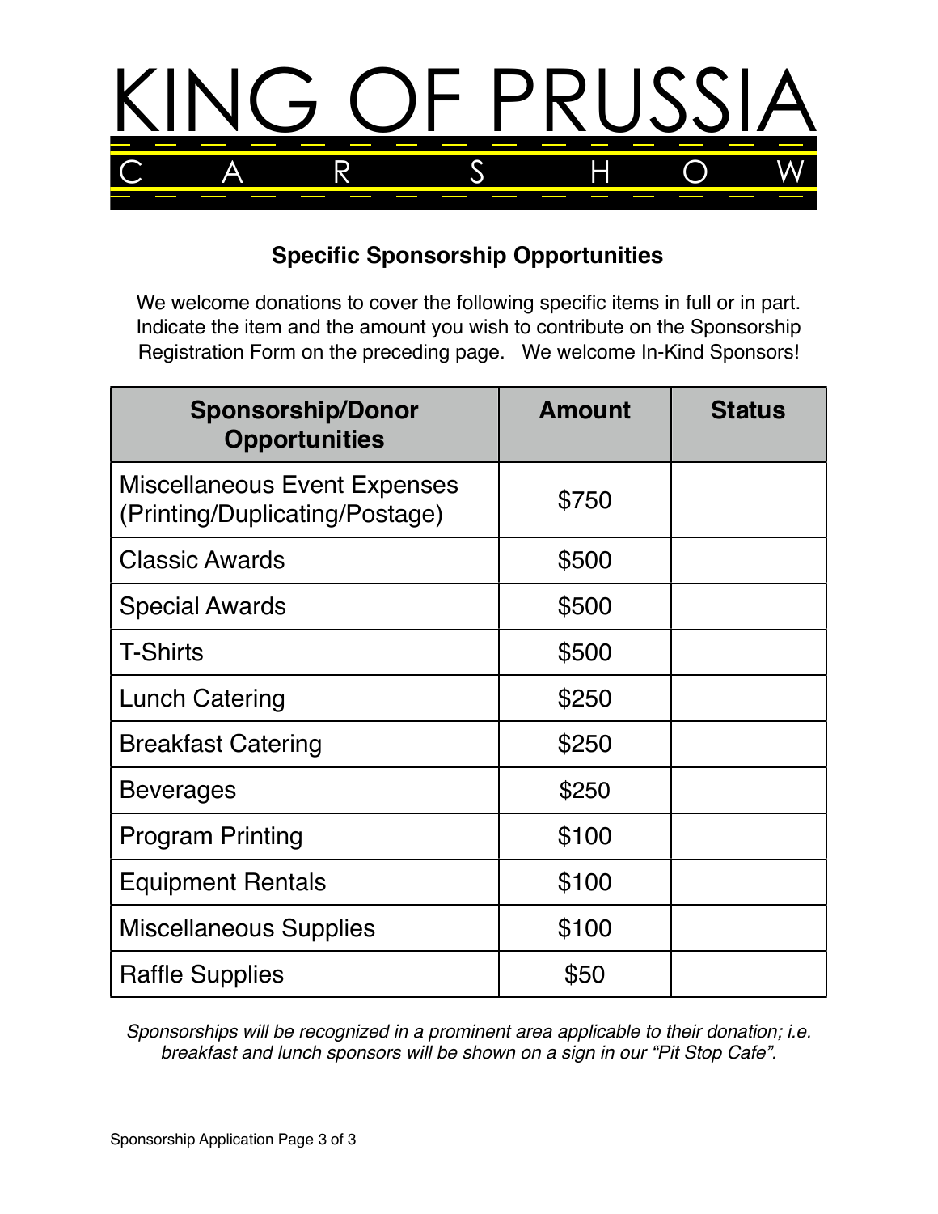# KING OF PRUSSIA

C A R S H O W

## Specific Sponsorship Opportunities

We welcome donations to cover the following specific items in full or in part. Indicate the item and the amount you wish to contribute on the Sponsorship Registration Form on the preceding page. We welcome In-Kind Sponsors!

| Sponsorship/Donor Opportunities | Amount | Status |
|---|---|---|
| Miscellaneous Event Expenses (Printing/Duplicating/Postage) | $750 | |
| Classic Awards | $500 | |
| Special Awards | $500 | |
| T-Shirts | $500 | |
| Lunch Catering | $250 | |
| Breakfast Catering | $250 | |
| Beverages | $250 | |
| Program Printing | $100 | |
| Equipment Rentals | $100 | |
| Miscellaneous Supplies | $100 | |
| Raffle Supplies | $50 | |

*Sponsorships will be recognized in a prominent area applicable to their donation; i.e. breakfast and lunch sponsors will be shown on a sign in our "Pit Stop Cafe".*